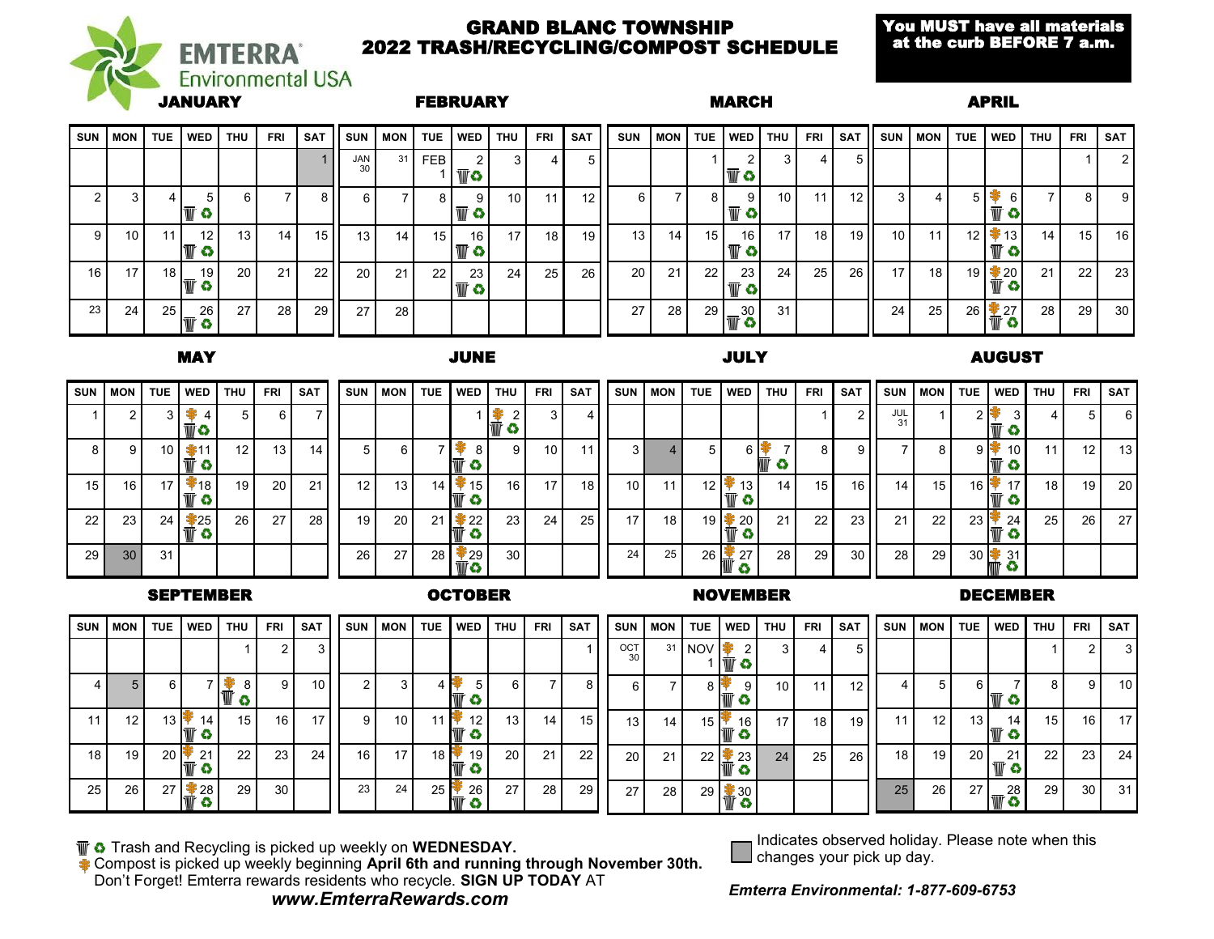EMTERRA® Environmental USA

# GRAND BLANC TOWNSHIP 2022 TRASH/RECYCLING/COMPOST SCHEDULE

**You MUST have all materials at the curb BEFORE 7 a.m.**

## JANUARY

| SUN | MON | TUE | WED | THU | FRI | SAT |
|---|---|---|---|---|---|---|
| | | | | | | 1 |
| 2 | 3 | 4 | 5 🗑♻ | 6 | 7 | 8 |
| 9 | 10 | 11 | 12 🗑♻ | 13 | 14 | 15 |
| 16 | 17 | 18 | 19 🗑♻ | 20 | 21 | 22 |
| 23 | 24 | 25 | 26 🗑♻ | 27 | 28 | 29 |

## FEBRUARY

| SUN | MON | TUE | WED | THU | FRI | SAT |
|---|---|---|---|---|---|---|
| JAN 30 | 31 | FEB 1 | 2 🗑♻ | 3 | 4 | 5 |
| 6 | 7 | 8 | 9 🗑♻ | 10 | 11 | 12 |
| 13 | 14 | 15 | 16 🗑♻ | 17 | 18 | 19 |
| 20 | 21 | 22 | 23 🗑♻ | 24 | 25 | 26 |
| 27 | 28 | | | | | |

## MARCH

| SUN | MON | TUE | WED | THU | FRI | SAT |
|---|---|---|---|---|---|---|
| | | 1 | 2 🗑♻ | 3 | 4 | 5 |
| 6 | 7 | 8 | 9 🗑♻ | 10 | 11 | 12 |
| 13 | 14 | 15 | 16 🗑♻ | 17 | 18 | 19 |
| 20 | 21 | 22 | 23 🗑♻ | 24 | 25 | 26 |
| 27 | 28 | 29 | 30 🗑♻ | 31 | | |

## APRIL

| SUN | MON | TUE | WED | THU | FRI | SAT |
|---|---|---|---|---|---|---|
| | | | | | 1 | 2 |
| 3 | 4 | 5 | 6 🍂🗑♻ | 7 | 8 | 9 |
| 10 | 11 | 12 | 13 🍂🗑♻ | 14 | 15 | 16 |
| 17 | 18 | 19 | 20 🍂🗑♻ | 21 | 22 | 23 |
| 24 | 25 | 26 | 27 🍂🗑♻ | 28 | 29 | 30 |

## MAY

| SUN | MON | TUE | WED | THU | FRI | SAT |
|---|---|---|---|---|---|---|
| 1 | 2 | 3 | 4 🍂🗑♻ | 5 | 6 | 7 |
| 8 | 9 | 10 | 11 🍂🗑♻ | 12 | 13 | 14 |
| 15 | 16 | 17 | 18 🍂🗑♻ | 19 | 20 | 21 |
| 22 | 23 | 24 | 25 🍂🗑♻ | 26 | 27 | 28 |
| 29 | 30 | 31 | | | | |

## JUNE

| SUN | MON | TUE | WED | THU | FRI | SAT |
|---|---|---|---|---|---|---|
| | | | 1 | 2 🍂🗑♻ | 3 | 4 |
| 5 | 6 | 7 | 8 🍂🗑♻ | 9 | 10 | 11 |
| 12 | 13 | 14 | 15 🍂🗑♻ | 16 | 17 | 18 |
| 19 | 20 | 21 | 22 🍂🗑♻ | 23 | 24 | 25 |
| 26 | 27 | 28 | 29 🍂🗑♻ | 30 | | |

## JULY

| SUN | MON | TUE | WED | THU | FRI | SAT |
|---|---|---|---|---|---|---|
| | | | | | 1 | 2 |
| 3 | 4 | 5 | 6 | 7 🍂🗑♻ | 8 | 9 |
| 10 | 11 | 12 | 13 🍂🗑♻ | 14 | 15 | 16 |
| 17 | 18 | 19 | 20 🍂🗑♻ | 21 | 22 | 23 |
| 24 | 25 | 26 | 27 🍂🗑♻ | 28 | 29 | 30 |

## AUGUST

| SUN | MON | TUE | WED | THU | FRI | SAT |
|---|---|---|---|---|---|---|
| JUL 31 | 1 | 2 | 3 🍂🗑♻ | 4 | 5 | 6 |
| 7 | 8 | 9 | 10 🍂🗑♻ | 11 | 12 | 13 |
| 14 | 15 | 16 | 17 🍂🗑♻ | 18 | 19 | 20 |
| 21 | 22 | 23 | 24 🍂🗑♻ | 25 | 26 | 27 |
| 28 | 29 | 30 | 31 🍂🗑♻ | | | |

## SEPTEMBER

| SUN | MON | TUE | WED | THU | FRI | SAT |
|---|---|---|---|---|---|---|
| | | | | 1 | 2 | 3 |
| 4 | 5 | 6 | 7 | 8 🍂🗑♻ | 9 | 10 |
| 11 | 12 | 13 | 14 🍂🗑♻ | 15 | 16 | 17 |
| 18 | 19 | 20 | 21 🍂🗑♻ | 22 | 23 | 24 |
| 25 | 26 | 27 | 28 🍂🗑♻ | 29 | 30 | |

## OCTOBER

| SUN | MON | TUE | WED | THU | FRI | SAT |
|---|---|---|---|---|---|---|
| | | | | | | 1 |
| 2 | 3 | 4 | 5 🍂🗑♻ | 6 | 7 | 8 |
| 9 | 10 | 11 | 12 🍂🗑♻ | 13 | 14 | 15 |
| 16 | 17 | 18 | 19 🍂🗑♻ | 20 | 21 | 22 |
| 23 | 24 | 25 | 26 🍂🗑♻ | 27 | 28 | 29 |

## NOVEMBER

| SUN | MON | TUE | WED | THU | FRI | SAT |
|---|---|---|---|---|---|---|
| OCT 30 | 31 | NOV 1 | 2 🍂🗑♻ | 3 | 4 | 5 |
| 6 | 7 | 8 | 9 🍂🗑♻ | 10 | 11 | 12 |
| 13 | 14 | 15 | 16 🍂🗑♻ | 17 | 18 | 19 |
| 20 | 21 | 22 | 23 🍂🗑♻ | 24 | 25 | 26 |
| 27 | 28 | 29 | 30 🍂🗑♻ | | | |

## DECEMBER

| SUN | MON | TUE | WED | THU | FRI | SAT |
|---|---|---|---|---|---|---|
| | | | | 1 | 2 | 3 |
| 4 | 5 | 6 | 7 🗑♻ | 8 | 9 | 10 |
| 11 | 12 | 13 | 14 🗑♻ | 15 | 16 | 17 |
| 18 | 19 | 20 | 21 🗑♻ | 22 | 23 | 24 |
| 25 | 26 | 27 | 28 🗑♻ | 29 | 30 | 31 |

Observed holidays (shaded): January 1, July 4, May 30, September 5, November 24, December 25.

🗑♻ Trash and Recycling is picked up weekly on **WEDNESDAY.**

🍂 Compost is picked up weekly beginning **April 6th and running through November 30th.**

Don't Forget! Emterra rewards residents who recycle. **SIGN UP TODAY** AT ***www.EmterraRewards.com***

▢ Indicates observed holiday. Please note when this changes your pick up day.

***Emterra Environmental: 1-877-609-6753***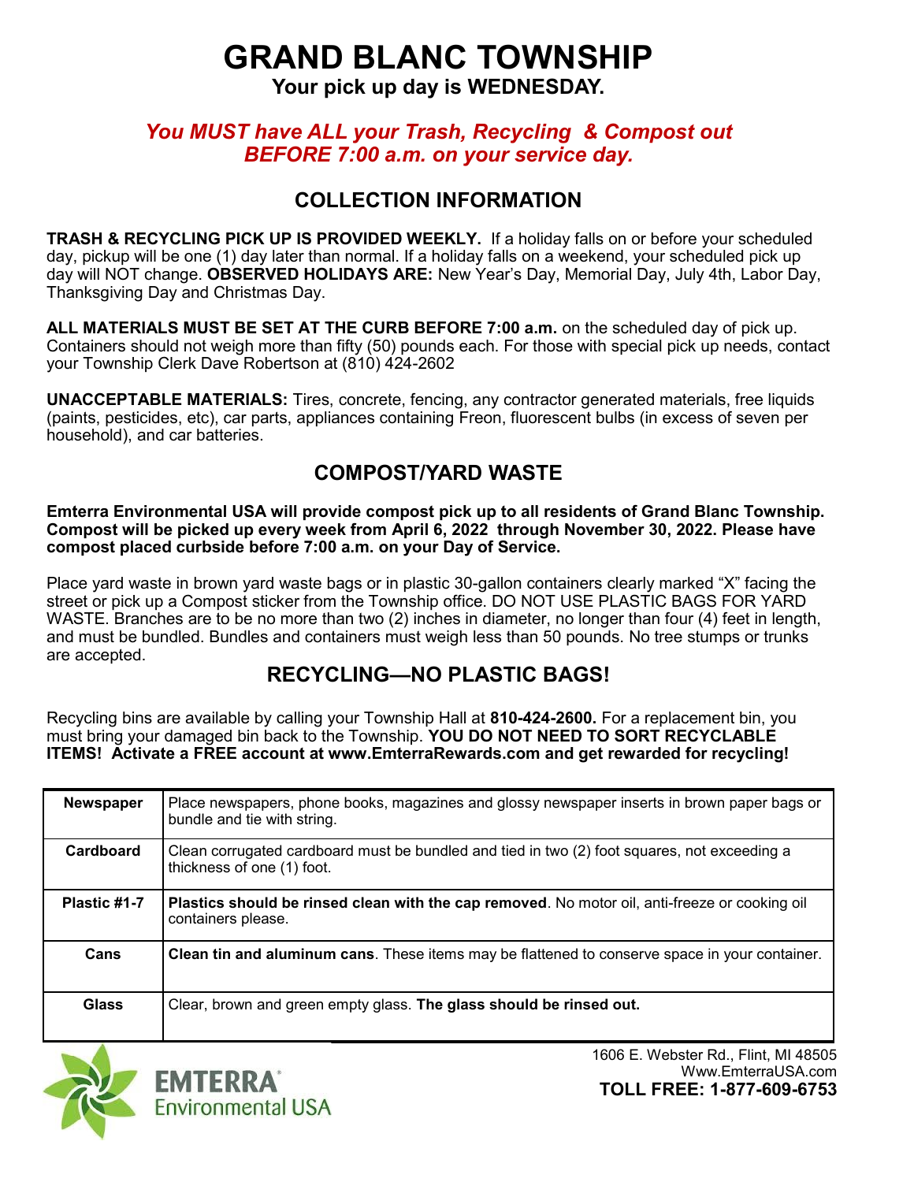# GRAND BLANC TOWNSHIP

**Your pick up day is WEDNESDAY.**

***You MUST have ALL your Trash, Recycling & Compost out BEFORE 7:00 a.m. on your service day.***

## COLLECTION INFORMATION

**TRASH & RECYCLING PICK UP IS PROVIDED WEEKLY.** If a holiday falls on or before your scheduled day, pickup will be one (1) day later than normal. If a holiday falls on a weekend, your scheduled pick up day will NOT change. **OBSERVED HOLIDAYS ARE:** New Year's Day, Memorial Day, July 4th, Labor Day, Thanksgiving Day and Christmas Day.

**ALL MATERIALS MUST BE SET AT THE CURB BEFORE 7:00 a.m.** on the scheduled day of pick up. Containers should not weigh more than fifty (50) pounds each. For those with special pick up needs, contact your Township Clerk Dave Robertson at (810) 424-2602

**UNACCEPTABLE MATERIALS:** Tires, concrete, fencing, any contractor generated materials, free liquids (paints, pesticides, etc), car parts, appliances containing Freon, fluorescent bulbs (in excess of seven per household), and car batteries.

## COMPOST/YARD WASTE

**Emterra Environmental USA will provide compost pick up to all residents of Grand Blanc Township. Compost will be picked up every week from April 6, 2022 through November 30, 2022. Please have compost placed curbside before 7:00 a.m. on your Day of Service.**

Place yard waste in brown yard waste bags or in plastic 30-gallon containers clearly marked "X" facing the street or pick up a Compost sticker from the Township office. DO NOT USE PLASTIC BAGS FOR YARD WASTE. Branches are to be no more than two (2) inches in diameter, no longer than four (4) feet in length, and must be bundled. Bundles and containers must weigh less than 50 pounds. No tree stumps or trunks are accepted.

## RECYCLING—NO PLASTIC BAGS!

Recycling bins are available by calling your Township Hall at **810-424-2600.** For a replacement bin, you must bring your damaged bin back to the Township. **YOU DO NOT NEED TO SORT RECYCLABLE ITEMS! Activate a FREE account at www.EmterraRewards.com and get rewarded for recycling!**

| | |
|---|---|
| **Newspaper** | Place newspapers, phone books, magazines and glossy newspaper inserts in brown paper bags or bundle and tie with string. |
| **Cardboard** | Clean corrugated cardboard must be bundled and tied in two (2) foot squares, not exceeding a thickness of one (1) foot. |
| **Plastic #1-7** | **Plastics should be rinsed clean with the cap removed**. No motor oil, anti-freeze or cooking oil containers please. |
| **Cans** | **Clean tin and aluminum cans**. These items may be flattened to conserve space in your container. |
| **Glass** | Clear, brown and green empty glass. **The glass should be rinsed out.** |

EMTERRA Environmental USA

1606 E. Webster Rd., Flint, MI 48505
Www.EmterraUSA.com
**TOLL FREE: 1-877-609-6753**